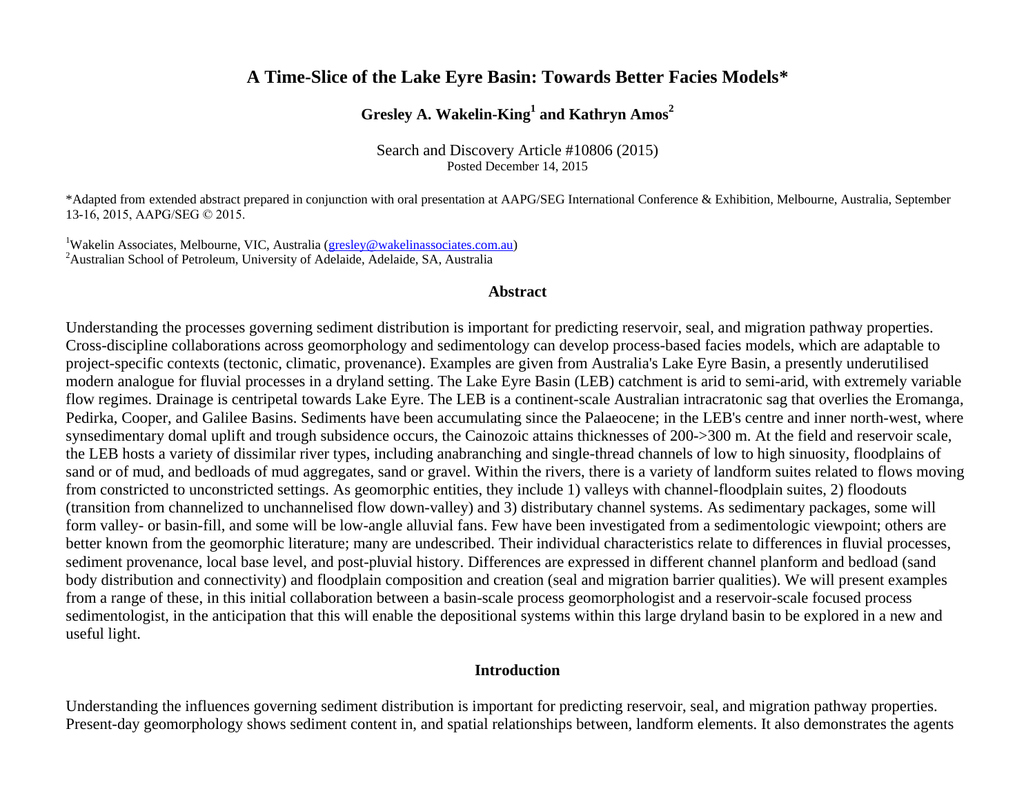# A Time-Slice of the Lake Eyre Basin: Towards Better Facies Models*

**Gresley A. Wakelin-King[1] and Kathryn Amos[2]**

Search and Discovery Article #10806 (2015)
Posted December 14, 2015

*Adapted from extended abstract prepared in conjunction with oral presentation at AAPG/SEG International Conference & Exhibition, Melbourne, Australia, September 13-16, 2015, AAPG/SEG © 2015.

[1]Wakelin Associates, Melbourne, VIC, Australia (gresley@wakelinassociates.com.au)
[2]Australian School of Petroleum, University of Adelaide, Adelaide, SA, Australia

## Abstract

Understanding the processes governing sediment distribution is important for predicting reservoir, seal, and migration pathway properties. Cross-discipline collaborations across geomorphology and sedimentology can develop process-based facies models, which are adaptable to project-specific contexts (tectonic, climatic, provenance). Examples are given from Australia's Lake Eyre Basin, a presently underutilised modern analogue for fluvial processes in a dryland setting. The Lake Eyre Basin (LEB) catchment is arid to semi-arid, with extremely variable flow regimes. Drainage is centripetal towards Lake Eyre. The LEB is a continent-scale Australian intracratonic sag that overlies the Eromanga, Pedirka, Cooper, and Galilee Basins. Sediments have been accumulating since the Palaeocene; in the LEB's centre and inner north-west, where synsedimentary domal uplift and trough subsidence occurs, the Cainozoic attains thicknesses of 200->300 m. At the field and reservoir scale, the LEB hosts a variety of dissimilar river types, including anabranching and single-thread channels of low to high sinuosity, floodplains of sand or of mud, and bedloads of mud aggregates, sand or gravel. Within the rivers, there is a variety of landform suites related to flows moving from constricted to unconstricted settings. As geomorphic entities, they include 1) valleys with channel-floodplain suites, 2) floodouts (transition from channelized to unchannelised flow down-valley) and 3) distributary channel systems. As sedimentary packages, some will form valley- or basin-fill, and some will be low-angle alluvial fans. Few have been investigated from a sedimentologic viewpoint; others are better known from the geomorphic literature; many are undescribed. Their individual characteristics relate to differences in fluvial processes, sediment provenance, local base level, and post-pluvial history. Differences are expressed in different channel planform and bedload (sand body distribution and connectivity) and floodplain composition and creation (seal and migration barrier qualities). We will present examples from a range of these, in this initial collaboration between a basin-scale process geomorphologist and a reservoir-scale focused process sedimentologist, in the anticipation that this will enable the depositional systems within this large dryland basin to be explored in a new and useful light.

## Introduction

Understanding the influences governing sediment distribution is important for predicting reservoir, seal, and migration pathway properties. Present-day geomorphology shows sediment content in, and spatial relationships between, landform elements. It also demonstrates the agents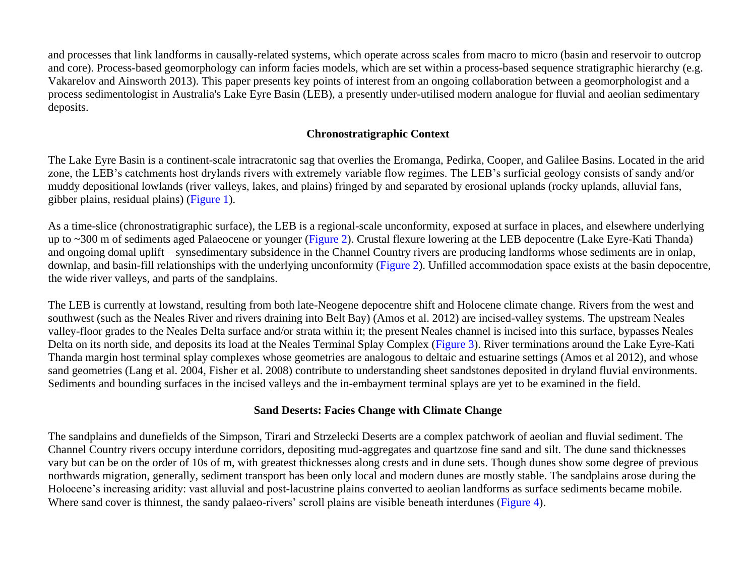and processes that link landforms in causally-related systems, which operate across scales from macro to micro (basin and reservoir to outcrop and core). Process-based geomorphology can inform facies models, which are set within a process-based sequence stratigraphic hierarchy (e.g. Vakarelov and Ainsworth 2013). This paper presents key points of interest from an ongoing collaboration between a geomorphologist and a process sedimentologist in Australia's Lake Eyre Basin (LEB), a presently under-utilised modern analogue for fluvial and aeolian sedimentary deposits.

## Chronostratigraphic Context

The Lake Eyre Basin is a continent-scale intracratonic sag that overlies the Eromanga, Pedirka, Cooper, and Galilee Basins. Located in the arid zone, the LEB's catchments host drylands rivers with extremely variable flow regimes. The LEB's surficial geology consists of sandy and/or muddy depositional lowlands (river valleys, lakes, and plains) fringed by and separated by erosional uplands (rocky uplands, alluvial fans, gibber plains, residual plains) (Figure 1).

As a time-slice (chronostratigraphic surface), the LEB is a regional-scale unconformity, exposed at surface in places, and elsewhere underlying up to ~300 m of sediments aged Palaeocene or younger (Figure 2). Crustal flexure lowering at the LEB depocentre (Lake Eyre-Kati Thanda) and ongoing domal uplift – synsedimentary subsidence in the Channel Country rivers are producing landforms whose sediments are in onlap, downlap, and basin-fill relationships with the underlying unconformity (Figure 2). Unfilled accommodation space exists at the basin depocentre, the wide river valleys, and parts of the sandplains.

The LEB is currently at lowstand, resulting from both late-Neogene depocentre shift and Holocene climate change. Rivers from the west and southwest (such as the Neales River and rivers draining into Belt Bay) (Amos et al. 2012) are incised-valley systems. The upstream Neales valley-floor grades to the Neales Delta surface and/or strata within it; the present Neales channel is incised into this surface, bypasses Neales Delta on its north side, and deposits its load at the Neales Terminal Splay Complex (Figure 3). River terminations around the Lake Eyre-Kati Thanda margin host terminal splay complexes whose geometries are analogous to deltaic and estuarine settings (Amos et al 2012), and whose sand geometries (Lang et al. 2004, Fisher et al. 2008) contribute to understanding sheet sandstones deposited in dryland fluvial environments. Sediments and bounding surfaces in the incised valleys and the in-embayment terminal splays are yet to be examined in the field.

## Sand Deserts: Facies Change with Climate Change

The sandplains and dunefields of the Simpson, Tirari and Strzelecki Deserts are a complex patchwork of aeolian and fluvial sediment. The Channel Country rivers occupy interdune corridors, depositing mud-aggregates and quartzose fine sand and silt. The dune sand thicknesses vary but can be on the order of 10s of m, with greatest thicknesses along crests and in dune sets. Though dunes show some degree of previous northwards migration, generally, sediment transport has been only local and modern dunes are mostly stable. The sandplains arose during the Holocene's increasing aridity: vast alluvial and post-lacustrine plains converted to aeolian landforms as surface sediments became mobile. Where sand cover is thinnest, the sandy palaeo-rivers' scroll plains are visible beneath interdunes (Figure 4).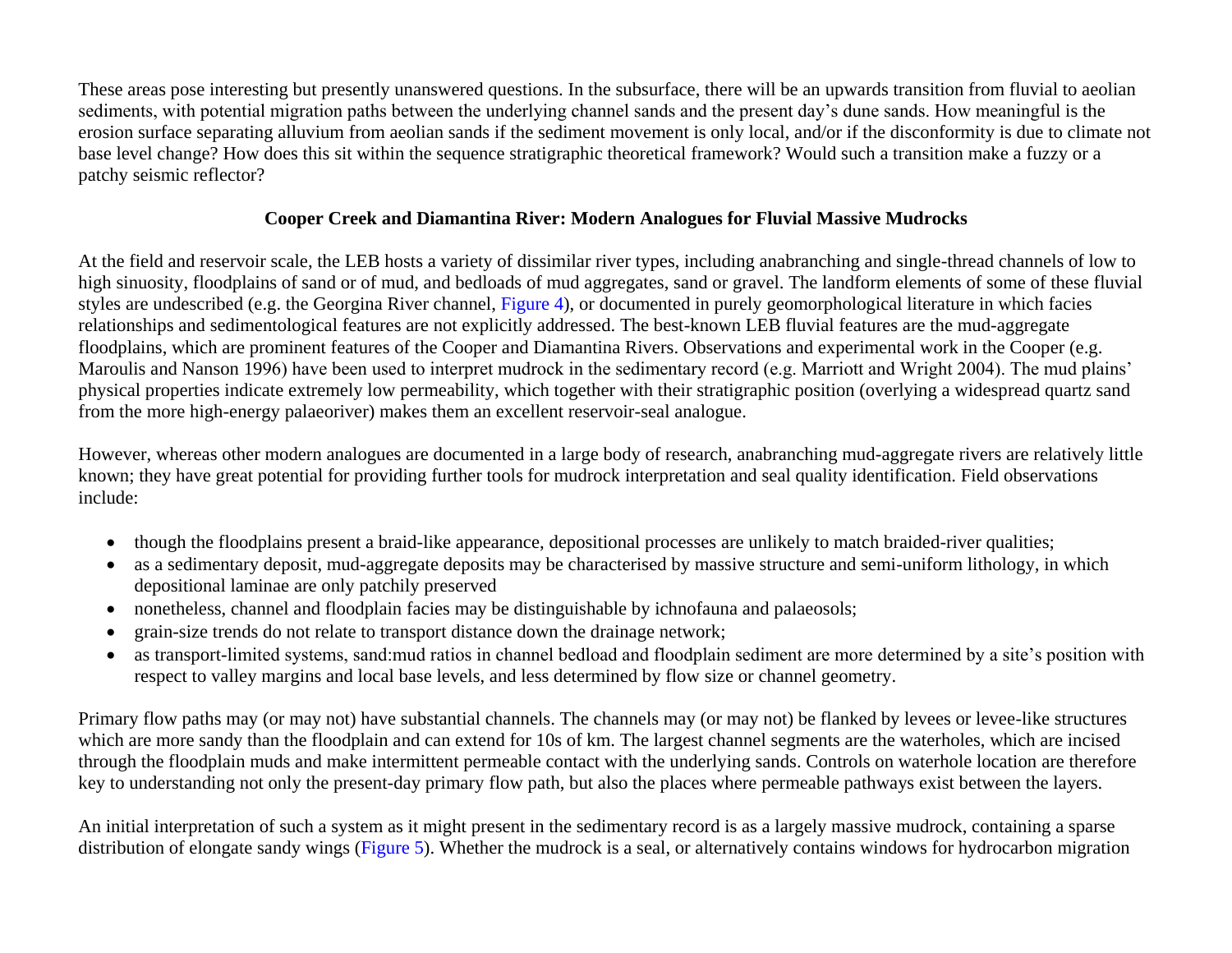These areas pose interesting but presently unanswered questions. In the subsurface, there will be an upwards transition from fluvial to aeolian sediments, with potential migration paths between the underlying channel sands and the present day's dune sands. How meaningful is the erosion surface separating alluvium from aeolian sands if the sediment movement is only local, and/or if the disconformity is due to climate not base level change? How does this sit within the sequence stratigraphic theoretical framework? Would such a transition make a fuzzy or a patchy seismic reflector?

## Cooper Creek and Diamantina River: Modern Analogues for Fluvial Massive Mudrocks

At the field and reservoir scale, the LEB hosts a variety of dissimilar river types, including anabranching and single-thread channels of low to high sinuosity, floodplains of sand or of mud, and bedloads of mud aggregates, sand or gravel. The landform elements of some of these fluvial styles are undescribed (e.g. the Georgina River channel, Figure 4), or documented in purely geomorphological literature in which facies relationships and sedimentological features are not explicitly addressed. The best-known LEB fluvial features are the mud-aggregate floodplains, which are prominent features of the Cooper and Diamantina Rivers. Observations and experimental work in the Cooper (e.g. Maroulis and Nanson 1996) have been used to interpret mudrock in the sedimentary record (e.g. Marriott and Wright 2004). The mud plains' physical properties indicate extremely low permeability, which together with their stratigraphic position (overlying a widespread quartz sand from the more high-energy palaeoriver) makes them an excellent reservoir-seal analogue.

However, whereas other modern analogues are documented in a large body of research, anabranching mud-aggregate rivers are relatively little known; they have great potential for providing further tools for mudrock interpretation and seal quality identification. Field observations include:

- though the floodplains present a braid-like appearance, depositional processes are unlikely to match braided-river qualities;
- as a sedimentary deposit, mud-aggregate deposits may be characterised by massive structure and semi-uniform lithology, in which depositional laminae are only patchily preserved
- nonetheless, channel and floodplain facies may be distinguishable by ichnofauna and palaeosols;
- grain-size trends do not relate to transport distance down the drainage network;
- as transport-limited systems, sand:mud ratios in channel bedload and floodplain sediment are more determined by a site's position with respect to valley margins and local base levels, and less determined by flow size or channel geometry.

Primary flow paths may (or may not) have substantial channels. The channels may (or may not) be flanked by levees or levee-like structures which are more sandy than the floodplain and can extend for 10s of km. The largest channel segments are the waterholes, which are incised through the floodplain muds and make intermittent permeable contact with the underlying sands. Controls on waterhole location are therefore key to understanding not only the present-day primary flow path, but also the places where permeable pathways exist between the layers.

An initial interpretation of such a system as it might present in the sedimentary record is as a largely massive mudrock, containing a sparse distribution of elongate sandy wings (Figure 5). Whether the mudrock is a seal, or alternatively contains windows for hydrocarbon migration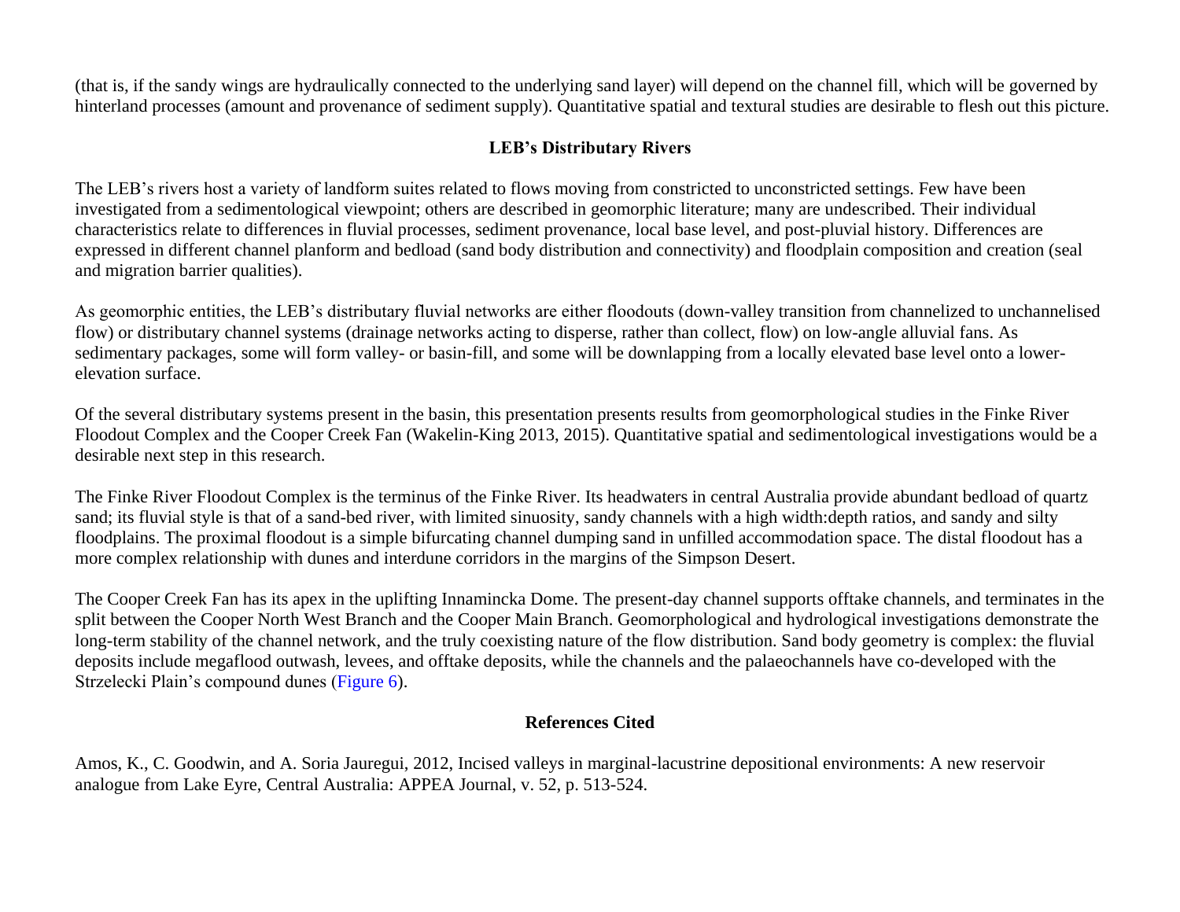(that is, if the sandy wings are hydraulically connected to the underlying sand layer) will depend on the channel fill, which will be governed by hinterland processes (amount and provenance of sediment supply). Quantitative spatial and textural studies are desirable to flesh out this picture.

## LEB's Distributary Rivers

The LEB's rivers host a variety of landform suites related to flows moving from constricted to unconstricted settings. Few have been investigated from a sedimentological viewpoint; others are described in geomorphic literature; many are undescribed. Their individual characteristics relate to differences in fluvial processes, sediment provenance, local base level, and post-pluvial history. Differences are expressed in different channel planform and bedload (sand body distribution and connectivity) and floodplain composition and creation (seal and migration barrier qualities).

As geomorphic entities, the LEB's distributary fluvial networks are either floodouts (down-valley transition from channelized to unchannelised flow) or distributary channel systems (drainage networks acting to disperse, rather than collect, flow) on low-angle alluvial fans. As sedimentary packages, some will form valley- or basin-fill, and some will be downlapping from a locally elevated base level onto a lower-elevation surface.

Of the several distributary systems present in the basin, this presentation presents results from geomorphological studies in the Finke River Floodout Complex and the Cooper Creek Fan (Wakelin-King 2013, 2015). Quantitative spatial and sedimentological investigations would be a desirable next step in this research.

The Finke River Floodout Complex is the terminus of the Finke River. Its headwaters in central Australia provide abundant bedload of quartz sand; its fluvial style is that of a sand-bed river, with limited sinuosity, sandy channels with a high width:depth ratios, and sandy and silty floodplains. The proximal floodout is a simple bifurcating channel dumping sand in unfilled accommodation space. The distal floodout has a more complex relationship with dunes and interdune corridors in the margins of the Simpson Desert.

The Cooper Creek Fan has its apex in the uplifting Innamincka Dome. The present-day channel supports offtake channels, and terminates in the split between the Cooper North West Branch and the Cooper Main Branch. Geomorphological and hydrological investigations demonstrate the long-term stability of the channel network, and the truly coexisting nature of the flow distribution. Sand body geometry is complex: the fluvial deposits include megaflood outwash, levees, and offtake deposits, while the channels and the palaeochannels have co-developed with the Strzelecki Plain's compound dunes (Figure 6).

## References Cited

Amos, K., C. Goodwin, and A. Soria Jauregui, 2012, Incised valleys in marginal-lacustrine depositional environments: A new reservoir analogue from Lake Eyre, Central Australia: APPEA Journal, v. 52, p. 513-524.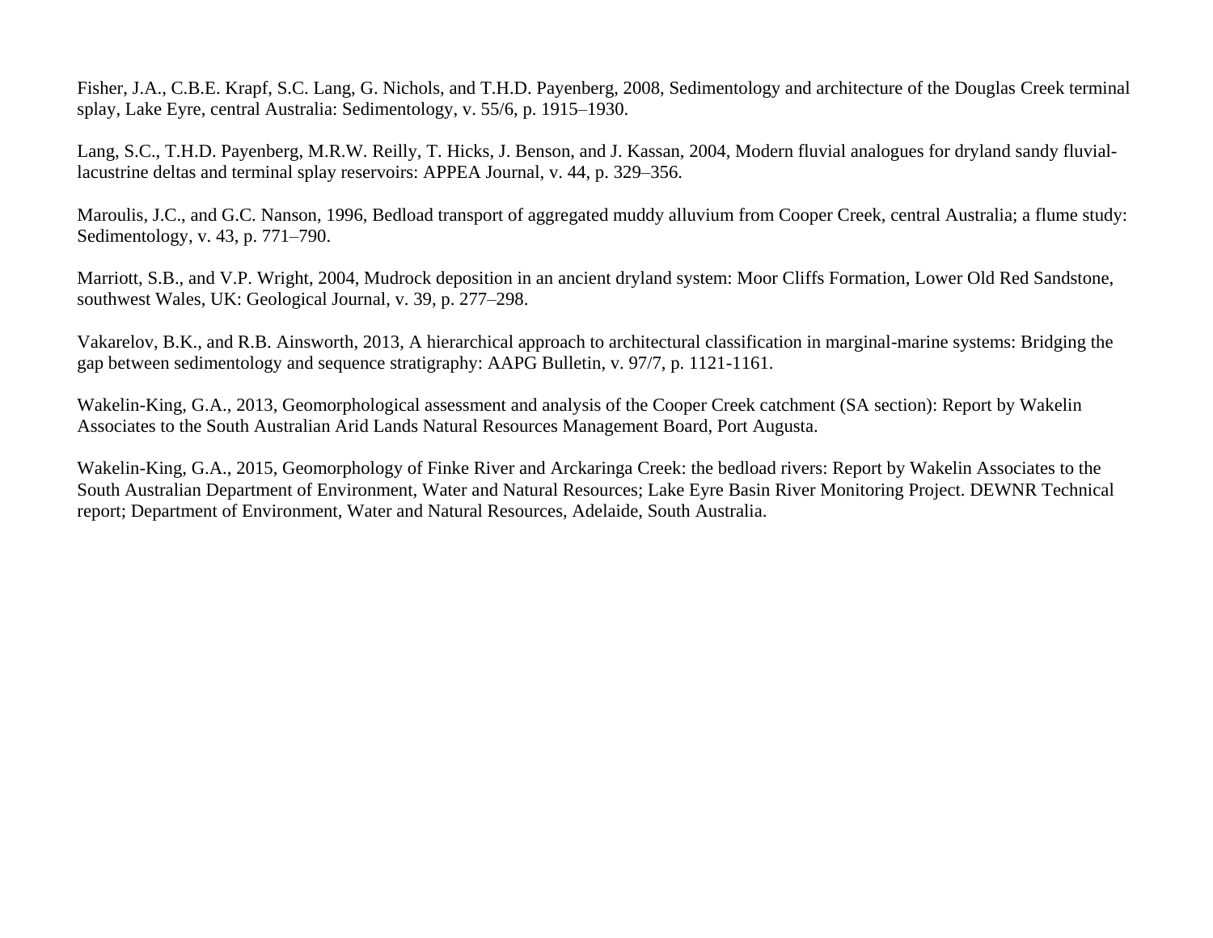Fisher, J.A., C.B.E. Krapf, S.C. Lang, G. Nichols, and T.H.D. Payenberg, 2008, Sedimentology and architecture of the Douglas Creek terminal splay, Lake Eyre, central Australia: Sedimentology, v. 55/6, p. 1915–1930.

Lang, S.C., T.H.D. Payenberg, M.R.W. Reilly, T. Hicks, J. Benson, and J. Kassan, 2004, Modern fluvial analogues for dryland sandy fluvial-lacustrine deltas and terminal splay reservoirs: APPEA Journal, v. 44, p. 329–356.

Maroulis, J.C., and G.C. Nanson, 1996, Bedload transport of aggregated muddy alluvium from Cooper Creek, central Australia; a flume study: Sedimentology, v. 43, p. 771–790.

Marriott, S.B., and V.P. Wright, 2004, Mudrock deposition in an ancient dryland system: Moor Cliffs Formation, Lower Old Red Sandstone, southwest Wales, UK: Geological Journal, v. 39, p. 277–298.

Vakarelov, B.K., and R.B. Ainsworth, 2013, A hierarchical approach to architectural classification in marginal-marine systems: Bridging the gap between sedimentology and sequence stratigraphy: AAPG Bulletin, v. 97/7, p. 1121-1161.

Wakelin-King, G.A., 2013, Geomorphological assessment and analysis of the Cooper Creek catchment (SA section): Report by Wakelin Associates to the South Australian Arid Lands Natural Resources Management Board, Port Augusta.

Wakelin-King, G.A., 2015, Geomorphology of Finke River and Arckaringa Creek: the bedload rivers: Report by Wakelin Associates to the South Australian Department of Environment, Water and Natural Resources; Lake Eyre Basin River Monitoring Project. DEWNR Technical report; Department of Environment, Water and Natural Resources, Adelaide, South Australia.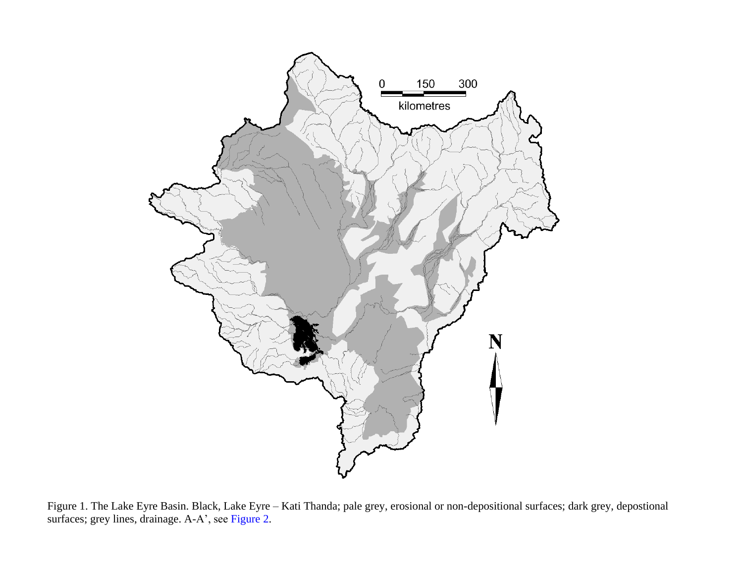Figure 1. The Lake Eyre Basin. Black, Lake Eyre – Kati Thanda; pale grey, erosional or non-depositional surfaces; dark grey, depostional surfaces; grey lines, drainage. A-A', see Figure 2.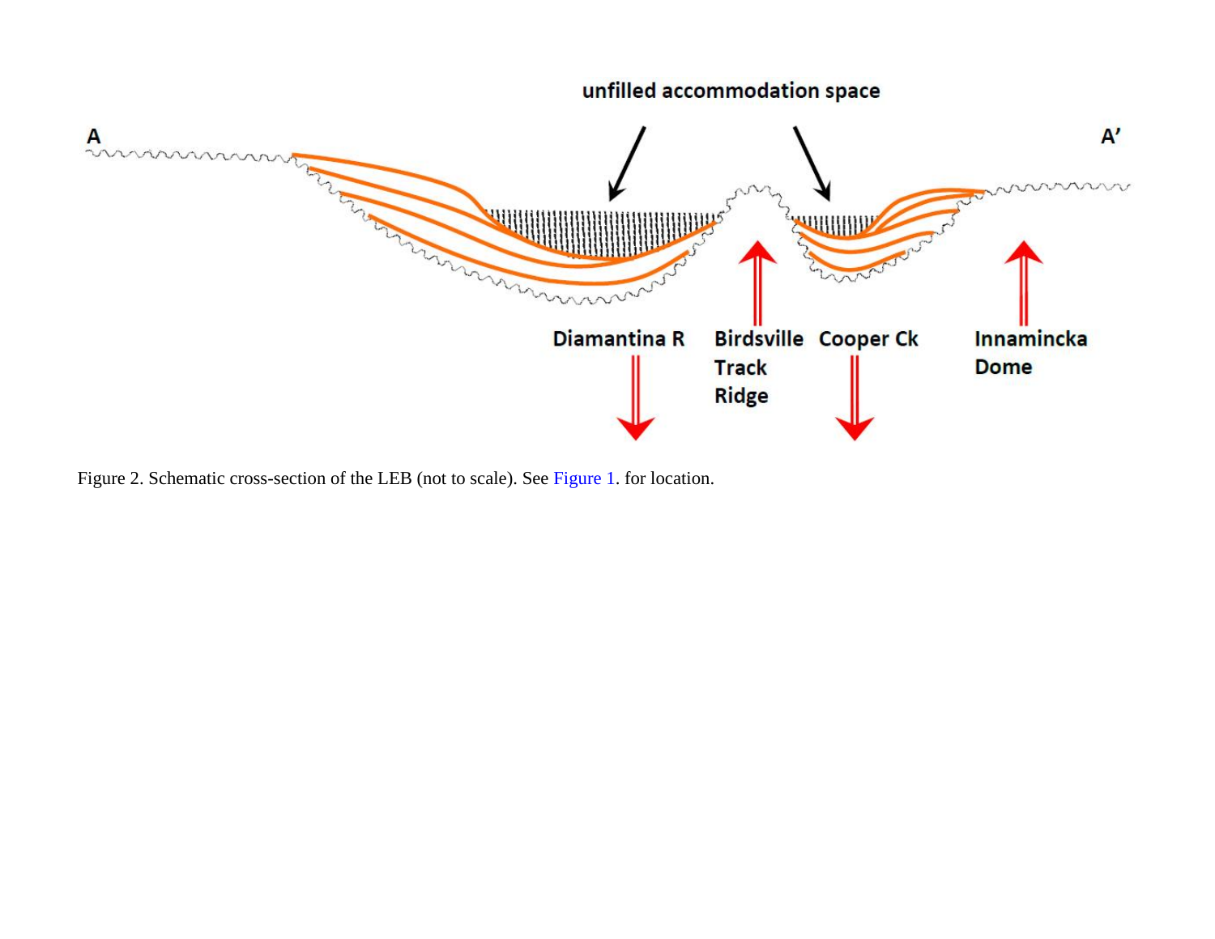Figure 2. Schematic cross-section of the LEB (not to scale). See Figure 1. for location.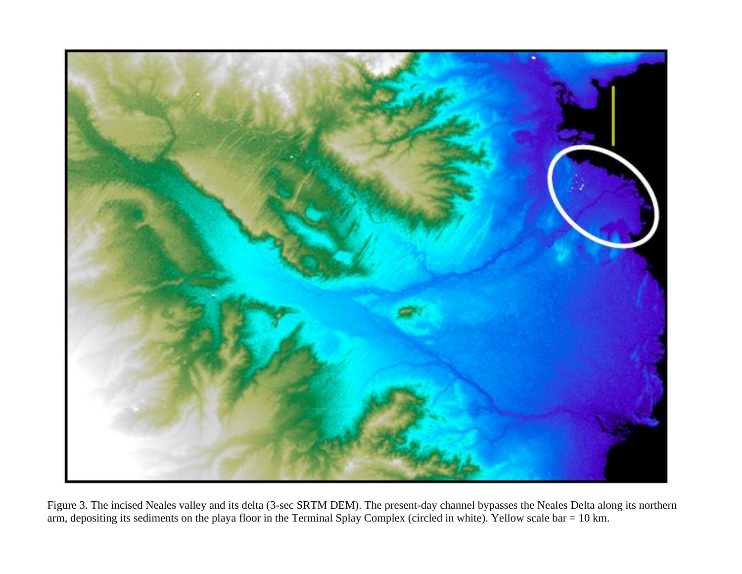Figure 3. The incised Neales valley and its delta (3-sec SRTM DEM). The present-day channel bypasses the Neales Delta along its northern arm, depositing its sediments on the playa floor in the Terminal Splay Complex (circled in white). Yellow scale bar = 10 km.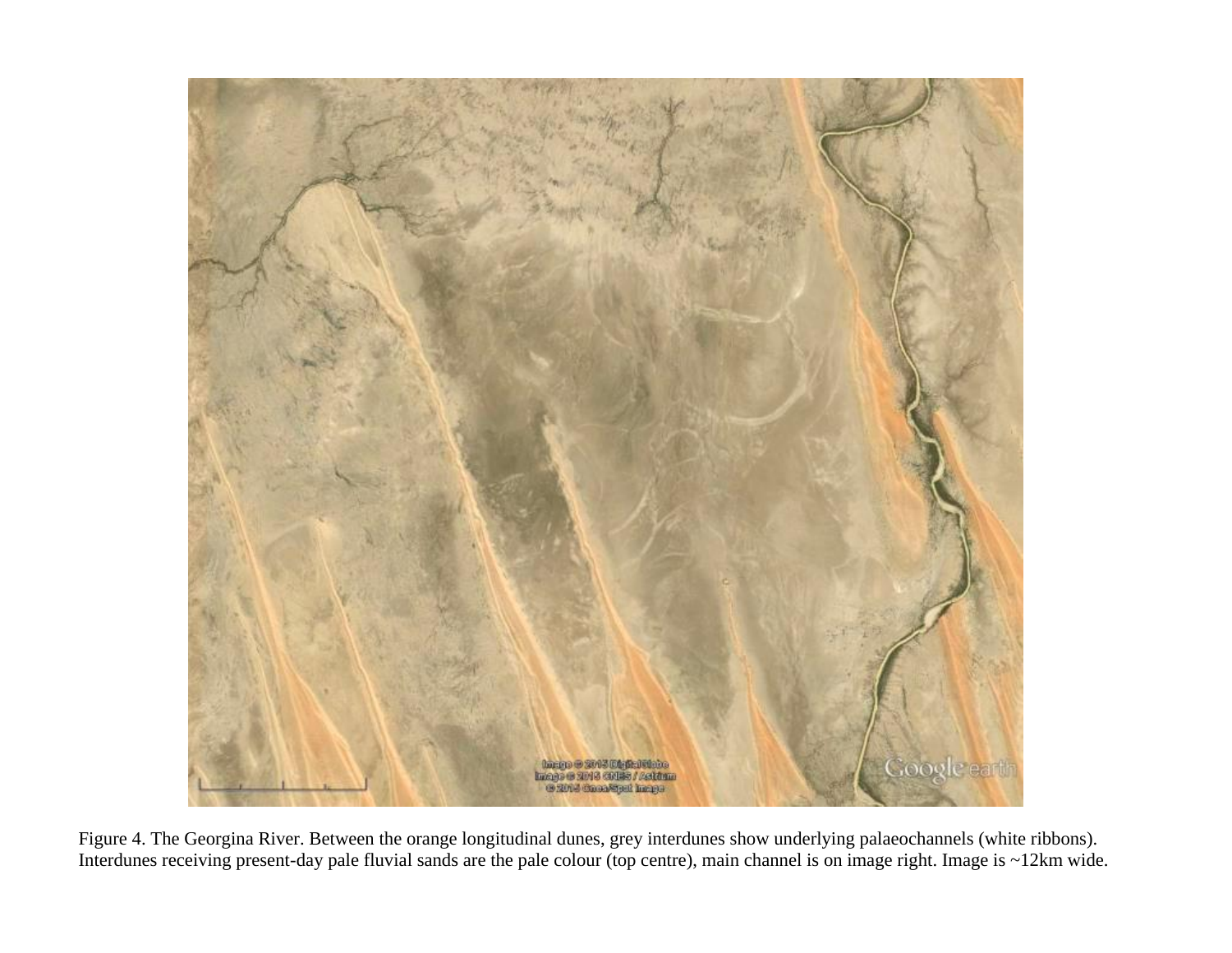Figure 4. The Georgina River. Between the orange longitudinal dunes, grey interdunes show underlying palaeochannels (white ribbons). Interdunes receiving present-day pale fluvial sands are the pale colour (top centre), main channel is on image right. Image is ~12km wide.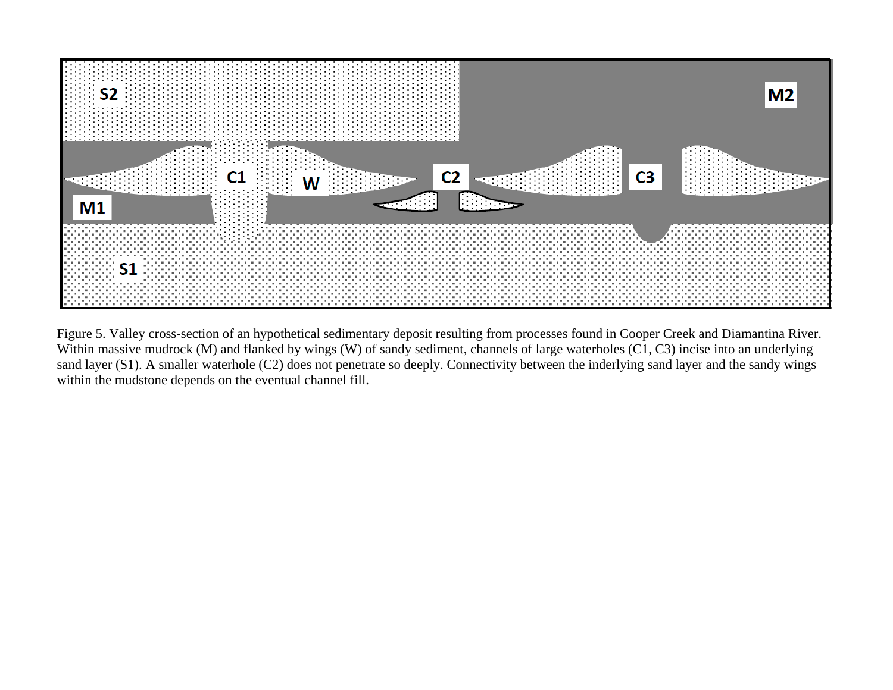Figure 5. Valley cross-section of an hypothetical sedimentary deposit resulting from processes found in Cooper Creek and Diamantina River. Within massive mudrock (M) and flanked by wings (W) of sandy sediment, channels of large waterholes (C1, C3) incise into an underlying sand layer (S1). A smaller waterhole (C2) does not penetrate so deeply. Connectivity between the inderlying sand layer and the sandy wings within the mudstone depends on the eventual channel fill.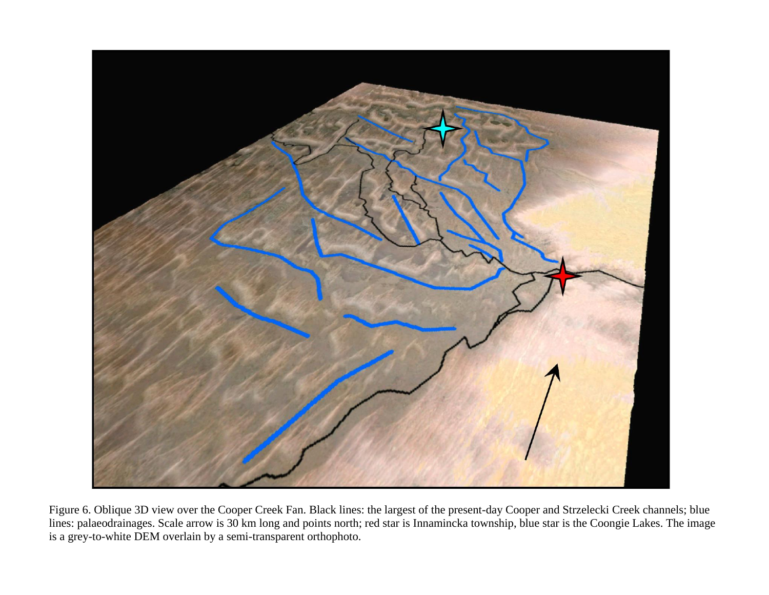Figure 6. Oblique 3D view over the Cooper Creek Fan. Black lines: the largest of the present-day Cooper and Strzelecki Creek channels; blue lines: palaeodrainages. Scale arrow is 30 km long and points north; red star is Innamincka township, blue star is the Coongie Lakes. The image is a grey-to-white DEM overlain by a semi-transparent orthophoto.